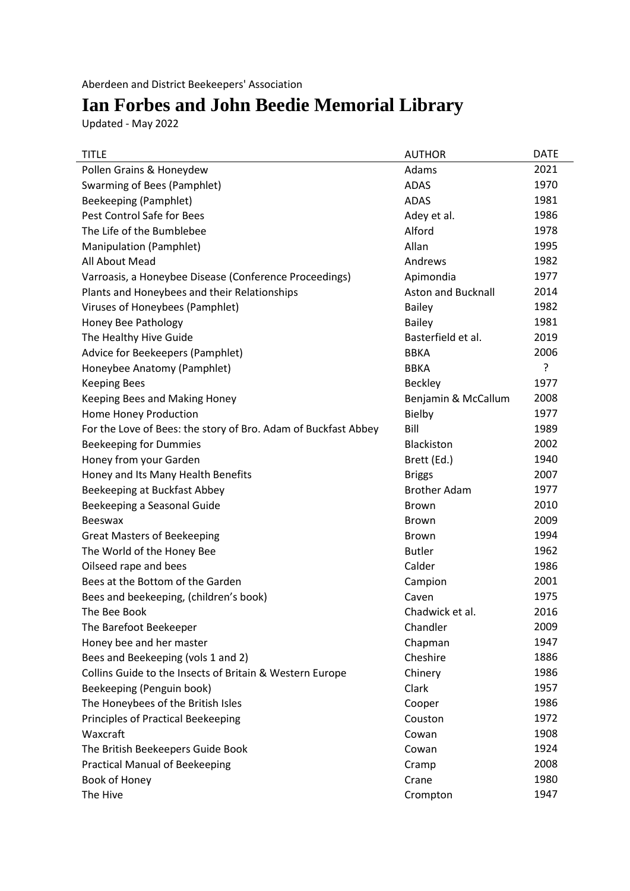Aberdeen and District Beekeepers' Association

# Ian Forbes and John Beedie Memorial Library

Updated - May 2022

| TITLE | AUTHOR | DATE |
|---|---|---|
| Pollen Grains & Honeydew | Adams | 2021 |
| Swarming of Bees (Pamphlet) | ADAS | 1970 |
| Beekeeping (Pamphlet) | ADAS | 1981 |
| Pest Control Safe for Bees | Adey et al. | 1986 |
| The Life of the Bumblebee | Alford | 1978 |
| Manipulation (Pamphlet) | Allan | 1995 |
| All About Mead | Andrews | 1982 |
| Varroasis, a Honeybee Disease (Conference Proceedings) | Apimondia | 1977 |
| Plants and Honeybees and their Relationships | Aston and Bucknall | 2014 |
| Viruses of Honeybees (Pamphlet) | Bailey | 1982 |
| Honey Bee Pathology | Bailey | 1981 |
| The Healthy Hive Guide | Basterfield et al. | 2019 |
| Advice for Beekeepers (Pamphlet) | BBKA | 2006 |
| Honeybee Anatomy (Pamphlet) | BBKA | ? |
| Keeping Bees | Beckley | 1977 |
| Keeping Bees and Making Honey | Benjamin & McCallum | 2008 |
| Home Honey Production | Bielby | 1977 |
| For the Love of Bees: the story of Bro. Adam of Buckfast Abbey | Bill | 1989 |
| Beekeeping for Dummies | Blackiston | 2002 |
| Honey from your Garden | Brett (Ed.) | 1940 |
| Honey and Its Many Health Benefits | Briggs | 2007 |
| Beekeeping at Buckfast Abbey | Brother Adam | 1977 |
| Beekeeping a Seasonal Guide | Brown | 2010 |
| Beeswax | Brown | 2009 |
| Great Masters of Beekeeping | Brown | 1994 |
| The World of the Honey Bee | Butler | 1962 |
| Oilseed rape and bees | Calder | 1986 |
| Bees at the Bottom of the Garden | Campion | 2001 |
| Bees and beekeeping, (children's book) | Caven | 1975 |
| The Bee Book | Chadwick et al. | 2016 |
| The Barefoot Beekeeper | Chandler | 2009 |
| Honey bee and her master | Chapman | 1947 |
| Bees and Beekeeping (vols 1 and 2) | Cheshire | 1886 |
| Collins Guide to the Insects of Britain & Western Europe | Chinery | 1986 |
| Beekeeping (Penguin book) | Clark | 1957 |
| The Honeybees of the British Isles | Cooper | 1986 |
| Principles of Practical Beekeeping | Couston | 1972 |
| Waxcraft | Cowan | 1908 |
| The British Beekeepers Guide Book | Cowan | 1924 |
| Practical Manual of Beekeeping | Cramp | 2008 |
| Book of Honey | Crane | 1980 |
| The Hive | Crompton | 1947 |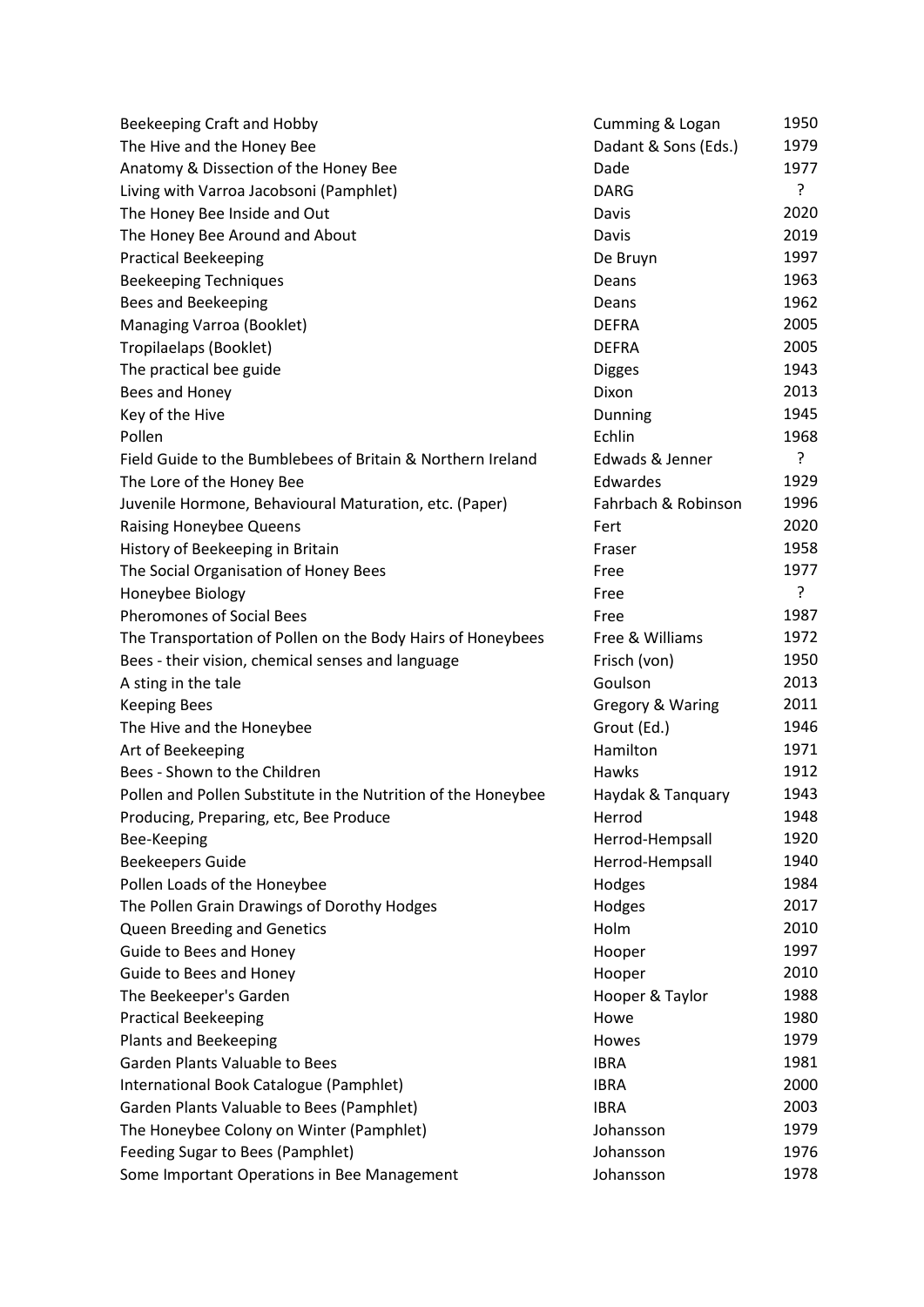| | | |
|---|---|---|
| Beekeeping Craft and Hobby | Cumming & Logan | 1950 |
| The Hive and the Honey Bee | Dadant & Sons (Eds.) | 1979 |
| Anatomy & Dissection of the Honey Bee | Dade | 1977 |
| Living with Varroa Jacobsoni (Pamphlet) | DARG | ? |
| The Honey Bee Inside and Out | Davis | 2020 |
| The Honey Bee Around and About | Davis | 2019 |
| Practical Beekeeping | De Bruyn | 1997 |
| Beekeeping Techniques | Deans | 1963 |
| Bees and Beekeeping | Deans | 1962 |
| Managing Varroa (Booklet) | DEFRA | 2005 |
| Tropilaelaps (Booklet) | DEFRA | 2005 |
| The practical bee guide | Digges | 1943 |
| Bees and Honey | Dixon | 2013 |
| Key of the Hive | Dunning | 1945 |
| Pollen | Echlin | 1968 |
| Field Guide to the Bumblebees of Britain & Northern Ireland | Edwads & Jenner | ? |
| The Lore of the Honey Bee | Edwardes | 1929 |
| Juvenile Hormone, Behavioural Maturation, etc. (Paper) | Fahrbach & Robinson | 1996 |
| Raising Honeybee Queens | Fert | 2020 |
| History of Beekeeping in Britain | Fraser | 1958 |
| The Social Organisation of Honey Bees | Free | 1977 |
| Honeybee Biology | Free | ? |
| Pheromones of Social Bees | Free | 1987 |
| The Transportation of Pollen on the Body Hairs of Honeybees | Free & Williams | 1972 |
| Bees - their vision, chemical senses and language | Frisch (von) | 1950 |
| A sting in the tale | Goulson | 2013 |
| Keeping Bees | Gregory & Waring | 2011 |
| The Hive and the Honeybee | Grout (Ed.) | 1946 |
| Art of Beekeeping | Hamilton | 1971 |
| Bees - Shown to the Children | Hawks | 1912 |
| Pollen and Pollen Substitute in the Nutrition of the Honeybee | Haydak & Tanquary | 1943 |
| Producing, Preparing, etc, Bee Produce | Herrod | 1948 |
| Bee-Keeping | Herrod-Hempsall | 1920 |
| Beekeepers Guide | Herrod-Hempsall | 1940 |
| Pollen Loads of the Honeybee | Hodges | 1984 |
| The Pollen Grain Drawings of Dorothy Hodges | Hodges | 2017 |
| Queen Breeding and Genetics | Holm | 2010 |
| Guide to Bees and Honey | Hooper | 1997 |
| Guide to Bees and Honey | Hooper | 2010 |
| The Beekeeper's Garden | Hooper & Taylor | 1988 |
| Practical Beekeeping | Howe | 1980 |
| Plants and Beekeeping | Howes | 1979 |
| Garden Plants Valuable to Bees | IBRA | 1981 |
| International Book Catalogue (Pamphlet) | IBRA | 2000 |
| Garden Plants Valuable to Bees (Pamphlet) | IBRA | 2003 |
| The Honeybee Colony on Winter (Pamphlet) | Johansson | 1979 |
| Feeding Sugar to Bees (Pamphlet) | Johansson | 1976 |
| Some Important Operations in Bee Management | Johansson | 1978 |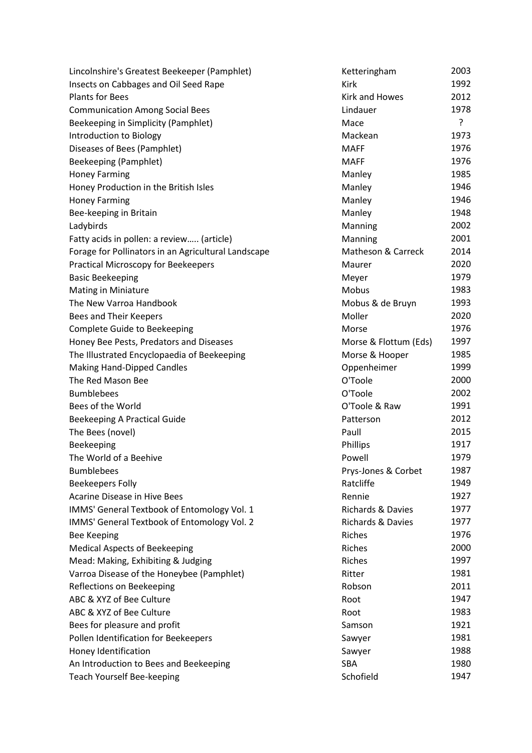| | | |
|---|---|---|
| Lincolnshire's Greatest Beekeeper (Pamphlet) | Ketteringham | 2003 |
| Insects on Cabbages and Oil Seed Rape | Kirk | 1992 |
| Plants for Bees | Kirk and Howes | 2012 |
| Communication Among Social Bees | Lindauer | 1978 |
| Beekeeping in Simplicity (Pamphlet) | Mace | ? |
| Introduction to Biology | Mackean | 1973 |
| Diseases of Bees (Pamphlet) | MAFF | 1976 |
| Beekeeping (Pamphlet) | MAFF | 1976 |
| Honey Farming | Manley | 1985 |
| Honey Production in the British Isles | Manley | 1946 |
| Honey Farming | Manley | 1946 |
| Bee-keeping in Britain | Manley | 1948 |
| Ladybirds | Manning | 2002 |
| Fatty acids in pollen: a review….. (article) | Manning | 2001 |
| Forage for Pollinators in an Agricultural Landscape | Matheson & Carreck | 2014 |
| Practical Microscopy for Beekeepers | Maurer | 2020 |
| Basic Beekeeping | Meyer | 1979 |
| Mating in Miniature | Mobus | 1983 |
| The New Varroa Handbook | Mobus & de Bruyn | 1993 |
| Bees and Their Keepers | Moller | 2020 |
| Complete Guide to Beekeeping | Morse | 1976 |
| Honey Bee Pests, Predators and Diseases | Morse & Flottum (Eds) | 1997 |
| The Illustrated Encyclopaedia of Beekeeping | Morse & Hooper | 1985 |
| Making Hand-Dipped Candles | Oppenheimer | 1999 |
| The Red Mason Bee | O'Toole | 2000 |
| Bumblebees | O'Toole | 2002 |
| Bees of the World | O'Toole & Raw | 1991 |
| Beekeeping A Practical Guide | Patterson | 2012 |
| The Bees (novel) | Paull | 2015 |
| Beekeeping | Phillips | 1917 |
| The World of a Beehive | Powell | 1979 |
| Bumblebees | Prys-Jones & Corbet | 1987 |
| Beekeepers Folly | Ratcliffe | 1949 |
| Acarine Disease in Hive Bees | Rennie | 1927 |
| IMMS' General Textbook of Entomology Vol. 1 | Richards & Davies | 1977 |
| IMMS' General Textbook of Entomology Vol. 2 | Richards & Davies | 1977 |
| Bee Keeping | Riches | 1976 |
| Medical Aspects of Beekeeping | Riches | 2000 |
| Mead: Making, Exhibiting & Judging | Riches | 1997 |
| Varroa Disease of the Honeybee (Pamphlet) | Ritter | 1981 |
| Reflections on Beekeeping | Robson | 2011 |
| ABC & XYZ of Bee Culture | Root | 1947 |
| ABC & XYZ of Bee Culture | Root | 1983 |
| Bees for pleasure and profit | Samson | 1921 |
| Pollen Identification for Beekeepers | Sawyer | 1981 |
| Honey Identification | Sawyer | 1988 |
| An Introduction to Bees and Beekeeping | SBA | 1980 |
| Teach Yourself Bee-keeping | Schofield | 1947 |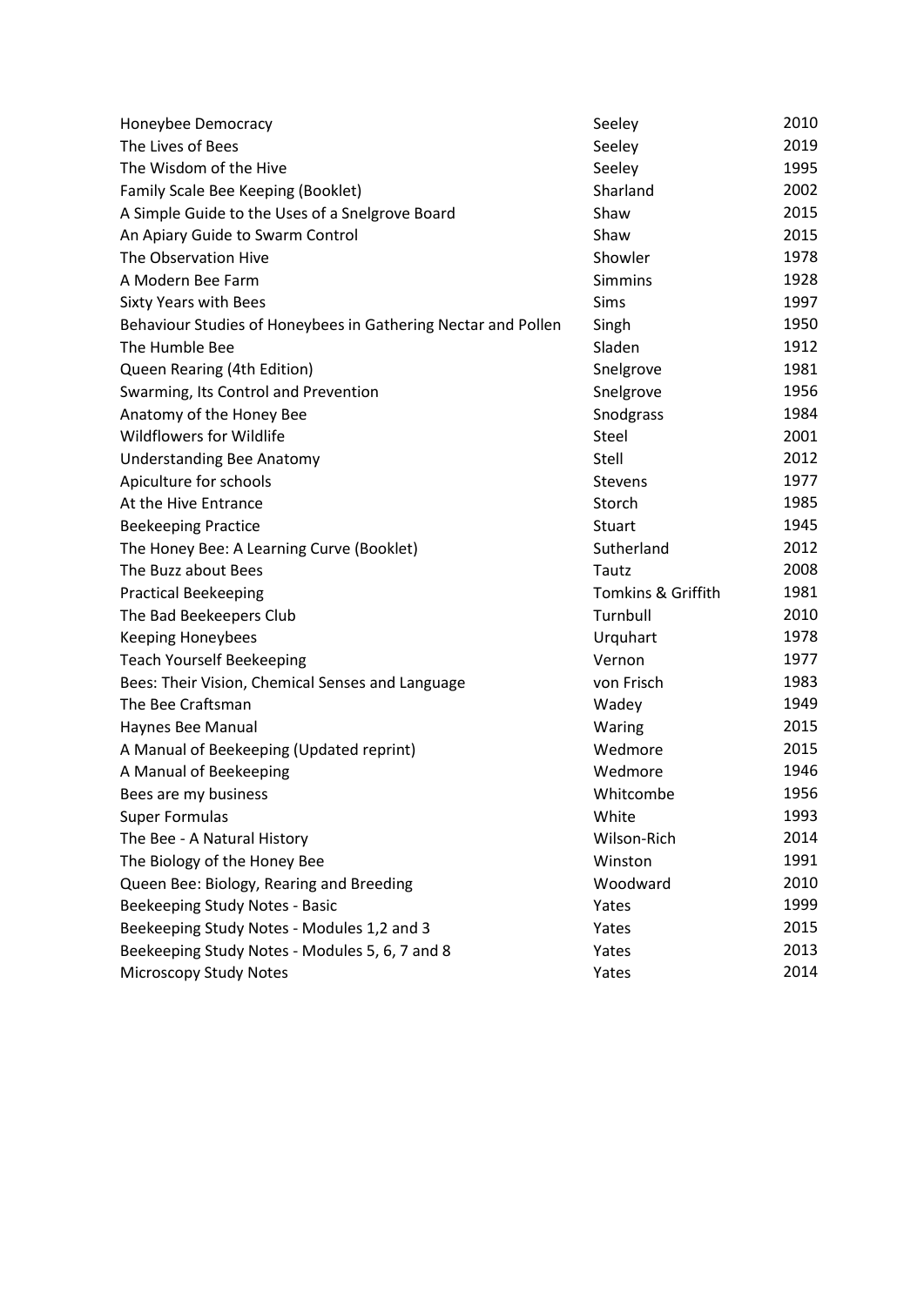| | | |
|---|---|---|
| Honeybee Democracy | Seeley | 2010 |
| The Lives of Bees | Seeley | 2019 |
| The Wisdom of the Hive | Seeley | 1995 |
| Family Scale Bee Keeping (Booklet) | Sharland | 2002 |
| A Simple Guide to the Uses of a Snelgrove Board | Shaw | 2015 |
| An Apiary Guide to Swarm Control | Shaw | 2015 |
| The Observation Hive | Showler | 1978 |
| A Modern Bee Farm | Simmins | 1928 |
| Sixty Years with Bees | Sims | 1997 |
| Behaviour Studies of Honeybees in Gathering Nectar and Pollen | Singh | 1950 |
| The Humble Bee | Sladen | 1912 |
| Queen Rearing (4th Edition) | Snelgrove | 1981 |
| Swarming, Its Control and Prevention | Snelgrove | 1956 |
| Anatomy of the Honey Bee | Snodgrass | 1984 |
| Wildflowers for Wildlife | Steel | 2001 |
| Understanding Bee Anatomy | Stell | 2012 |
| Apiculture for schools | Stevens | 1977 |
| At the Hive Entrance | Storch | 1985 |
| Beekeeping Practice | Stuart | 1945 |
| The Honey Bee: A Learning Curve (Booklet) | Sutherland | 2012 |
| The Buzz about Bees | Tautz | 2008 |
| Practical Beekeeping | Tomkins & Griffith | 1981 |
| The Bad Beekeepers Club | Turnbull | 2010 |
| Keeping Honeybees | Urquhart | 1978 |
| Teach Yourself Beekeeping | Vernon | 1977 |
| Bees: Their Vision, Chemical Senses and Language | von Frisch | 1983 |
| The Bee Craftsman | Wadey | 1949 |
| Haynes Bee Manual | Waring | 2015 |
| A Manual of Beekeeping (Updated reprint) | Wedmore | 2015 |
| A Manual of Beekeeping | Wedmore | 1946 |
| Bees are my business | Whitcombe | 1956 |
| Super Formulas | White | 1993 |
| The Bee - A Natural History | Wilson-Rich | 2014 |
| The Biology of the Honey Bee | Winston | 1991 |
| Queen Bee: Biology, Rearing and Breeding | Woodward | 2010 |
| Beekeeping Study Notes - Basic | Yates | 1999 |
| Beekeeping Study Notes - Modules 1,2 and 3 | Yates | 2015 |
| Beekeeping Study Notes - Modules 5, 6, 7 and 8 | Yates | 2013 |
| Microscopy Study Notes | Yates | 2014 |